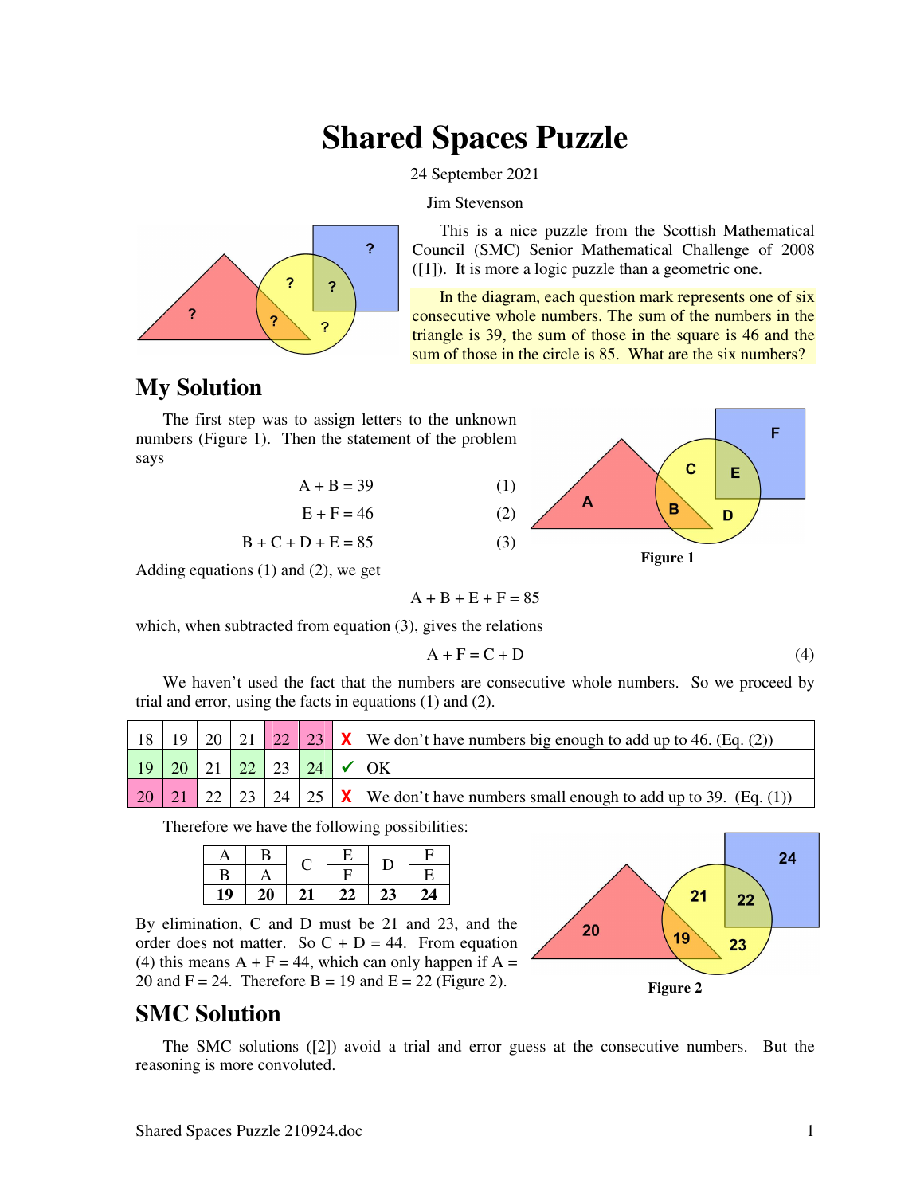# Shared Spaces Puzzle

24 September 2021

Jim Stevenson

This is a nice puzzle from the Scottish Mathematical Council (SMC) Senior Mathematical Challenge of 2008 ([1]). It is more a logic puzzle than a geometric one.

In the diagram, each question mark represents one of six consecutive whole numbers. The sum of the numbers in the triangle is 39, the sum of those in the square is 46 and the sum of those in the circle is 85. What are the six numbers?

## My Solution

The first step was to assign letters to the unknown numbers (Figure 1). Then the statement of the problem says

$$A + B = 39 \quad (1)$$

$$E + F = 46 \quad (2)$$

$$B + C + D + E = 85 \quad (3)$$

Figure 1

Adding equations (1) and (2), we get

$$A + B + E + F = 85$$

which, when subtracted from equation (3), gives the relations

$$A + F = C + D \quad (4)$$

We haven't used the fact that the numbers are consecutive whole numbers. So we proceed by trial and error, using the facts in equations (1) and (2).

| | | | | | | | |
|---|---|---|---|---|---|---|---|
| 18 | 19 | 20 | 21 | 22 | 23 | X | We don't have numbers big enough to add up to 46. (Eq. (2)) |
| 19 | 20 | 21 | 22 | 23 | 24 | ✓ | OK |
| 20 | 21 | 22 | 23 | 24 | 25 | X | We don't have numbers small enough to add up to 39. (Eq. (1)) |

Therefore we have the following possibilities:

| A | B | C | E | D | F |
|---|---|---|---|---|---|
| B | A | | F | | E |
| **19** | **20** | **21** | **22** | **23** | **24** |

By elimination, C and D must be 21 and 23, and the order does not matter. So C + D = 44. From equation (4) this means A + F = 44, which can only happen if A = 20 and F = 24. Therefore B = 19 and E = 22 (Figure 2).

Figure 2

## SMC Solution

The SMC solutions ([2]) avoid a trial and error guess at the consecutive numbers. But the reasoning is more convoluted.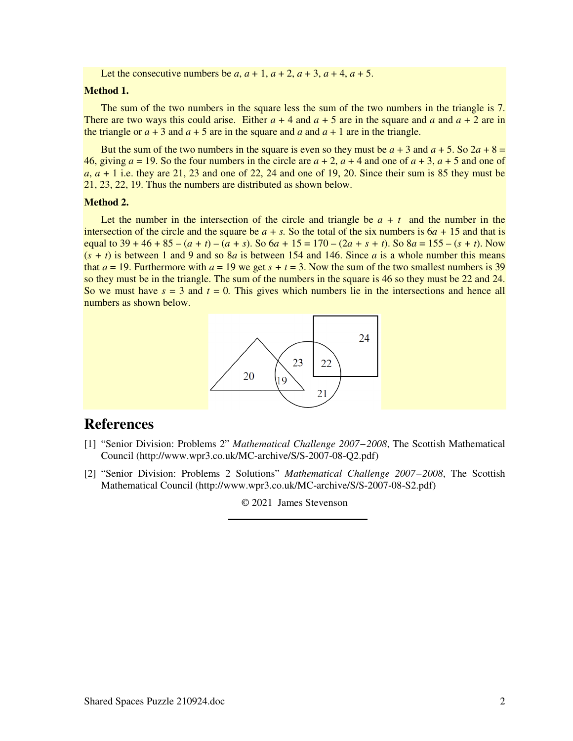Let the consecutive numbers be $a$, $a + 1$, $a + 2$, $a + 3$, $a + 4$, $a + 5$.

**Method 1.**

The sum of the two numbers in the square less the sum of the two numbers in the triangle is 7. There are two ways this could arise. Either $a + 4$ and $a + 5$ are in the square and $a$ and $a + 2$ are in the triangle or $a + 3$ and $a + 5$ are in the square and $a$ and $a + 1$ are in the triangle.

But the sum of the two numbers in the square is even so they must be $a + 3$ and $a + 5$. So $2a + 8 = 46$, giving $a = 19$. So the four numbers in the circle are $a + 2$, $a + 4$ and one of $a + 3$, $a + 5$ and one of $a$, $a + 1$ i.e. they are 21, 23 and one of 22, 24 and one of 19, 20. Since their sum is 85 they must be 21, 23, 22, 19. Thus the numbers are distributed as shown below.

**Method 2.**

Let the number in the intersection of the circle and triangle be $a + t$ and the number in the intersection of the circle and the square be $a + s$. So the total of the six numbers is $6a + 15$ and that is equal to $39 + 46 + 85 - (a + t) - (a + s)$. So $6a + 15 = 170 - (2a + s + t)$. So $8a = 155 - (s + t)$. Now $(s + t)$ is between 1 and 9 and so $8a$ is between 154 and 146. Since $a$ is a whole number this means that $a = 19$. Furthermore with $a = 19$ we get $s + t = 3$. Now the sum of the two smallest numbers is 39 so they must be in the triangle. The sum of the numbers in the square is 46 so they must be 22 and 24. So we must have $s = 3$ and $t = 0$. This gives which numbers lie in the intersections and hence all numbers as shown below.

24

23 22

20

19

21

## References

[1] "Senior Division: Problems 2" *Mathematical Challenge 2007–2008*, The Scottish Mathematical Council (http://www.wpr3.co.uk/MC-archive/S/S-2007-08-Q2.pdf)

[2] "Senior Division: Problems 2 Solutions" *Mathematical Challenge 2007–2008*, The Scottish Mathematical Council (http://www.wpr3.co.uk/MC-archive/S/S-2007-08-S2.pdf)

© 2021 James Stevenson